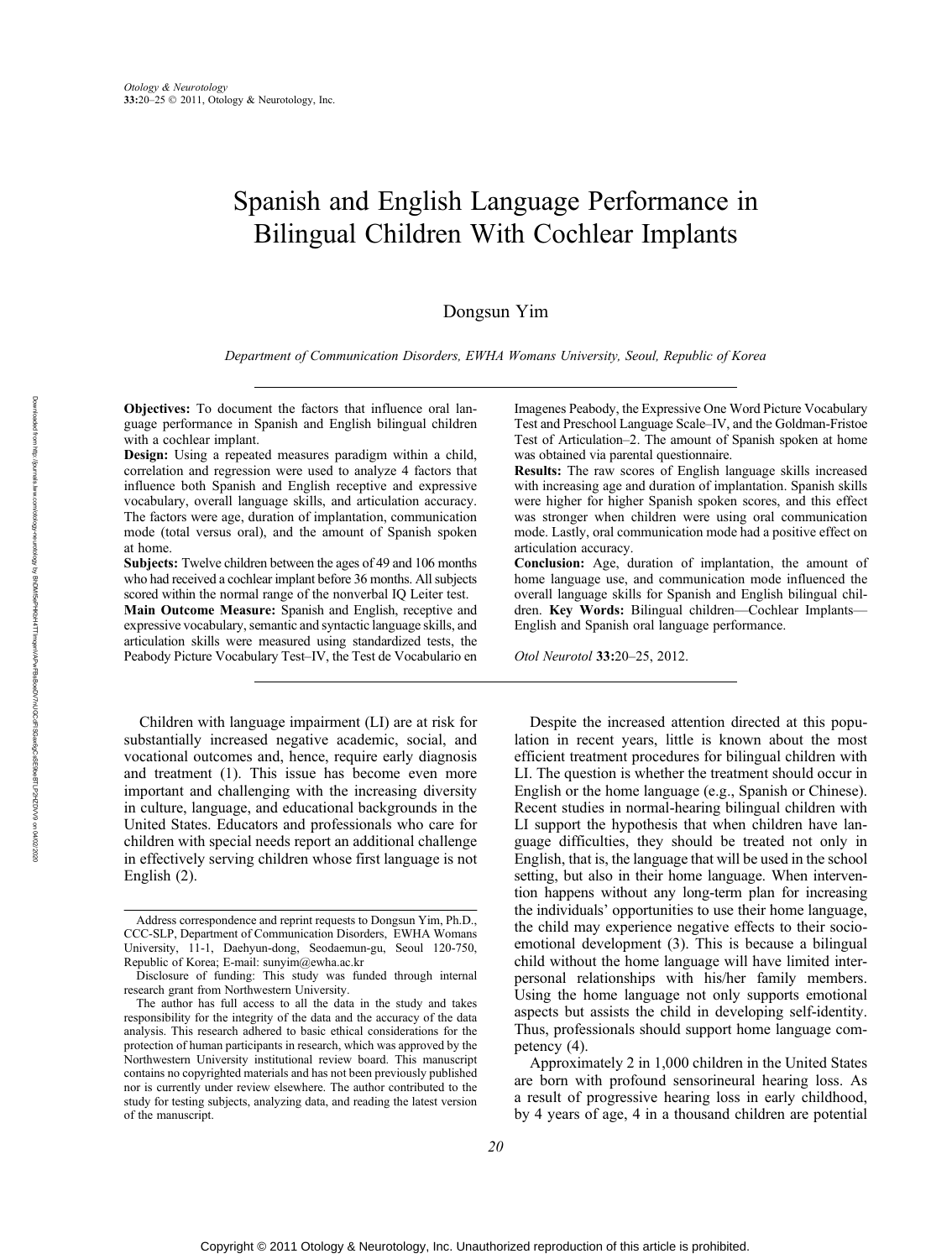# Spanish and English Language Performance in Bilingual Children With Cochlear Implants

Dongsun Yim

*Department of Communication Disorders, EWHA Womans University, Seoul, Republic of Korea*

**Objectives:** To document the factors that influence oral language performance in Spanish and English bilingual children with a cochlear implant.

**Design:** Using a repeated measures paradigm within a child, correlation and regression were used to analyze 4 factors that influence both Spanish and English receptive and expressive vocabulary, overall language skills, and articulation accuracy. The factors were age, duration of implantation, communication mode (total versus oral), and the amount of Spanish spoken at home.

**Subjects:** Twelve children between the ages of 49 and 106 months who had received a cochlear implant before 36 months. All subjects scored within the normal range of the nonverbal IQ Leiter test.

**Main Outcome Measure:** Spanish and English, receptive and expressive vocabulary, semantic and syntactic language skills, and articulation skills were measured using standardized tests, the Peabody Picture Vocabulary Test–IV, the Test de Vocabulario en Imagenes Peabody, the Expressive One Word Picture Vocabulary Test and Preschool Language Scale–IV, and the Goldman-Fristoe Test of Articulation–2. The amount of Spanish spoken at home was obtained via parental questionnaire.

**Results:** The raw scores of English language skills increased with increasing age and duration of implantation. Spanish skills were higher for higher Spanish spoken scores, and this effect was stronger when children were using oral communication mode. Lastly, oral communication mode had a positive effect on articulation accuracy.

**Conclusion:** Age, duration of implantation, the amount of home language use, and communication mode influenced the overall language skills for Spanish and English bilingual children. **Key Words:** Bilingual children—Cochlear Implants—English and Spanish oral language performance.

*Otol Neurotol* **33:**20–25, 2012.

Children with language impairment (LI) are at risk for substantially increased negative academic, social, and vocational outcomes and, hence, require early diagnosis and treatment (1). This issue has become even more important and challenging with the increasing diversity in culture, language, and educational backgrounds in the United States. Educators and professionals who care for children with special needs report an additional challenge in effectively serving children whose first language is not English (2).

Despite the increased attention directed at this population in recent years, little is known about the most efficient treatment procedures for bilingual children with LI. The question is whether the treatment should occur in English or the home language (e.g., Spanish or Chinese). Recent studies in normal-hearing bilingual children with LI support the hypothesis that when children have language difficulties, they should be treated not only in English, that is, the language that will be used in the school setting, but also in their home language. When intervention happens without any long-term plan for increasing the individuals' opportunities to use their home language, the child may experience negative effects to their socioemotional development (3). This is because a bilingual child without the home language will have limited interpersonal relationships with his/her family members. Using the home language not only supports emotional aspects but assists the child in developing self-identity. Thus, professionals should support home language competency (4).

Approximately 2 in 1,000 children in the United States are born with profound sensorineural hearing loss. As a result of progressive hearing loss in early childhood, by 4 years of age, 4 in a thousand children are potential

---

Address correspondence and reprint requests to Dongsun Yim, Ph.D., CCC-SLP, Department of Communication Disorders, EWHA Womans University, 11-1, Daehyun-dong, Seodaemun-gu, Seoul 120-750, Republic of Korea; E-mail: sunyim@ewha.ac.kr

Disclosure of funding: This study was funded through internal research grant from Northwestern University.

The author has full access to all the data in the study and takes responsibility for the integrity of the data and the accuracy of the data analysis. This research adhered to basic ethical considerations for the protection of human participants in research, which was approved by the Northwestern University institutional review board. This manuscript contains no copyrighted materials and has not been previously published nor is currently under review elsewhere. The author contributed to the study for testing subjects, analyzing data, and reading the latest version of the manuscript.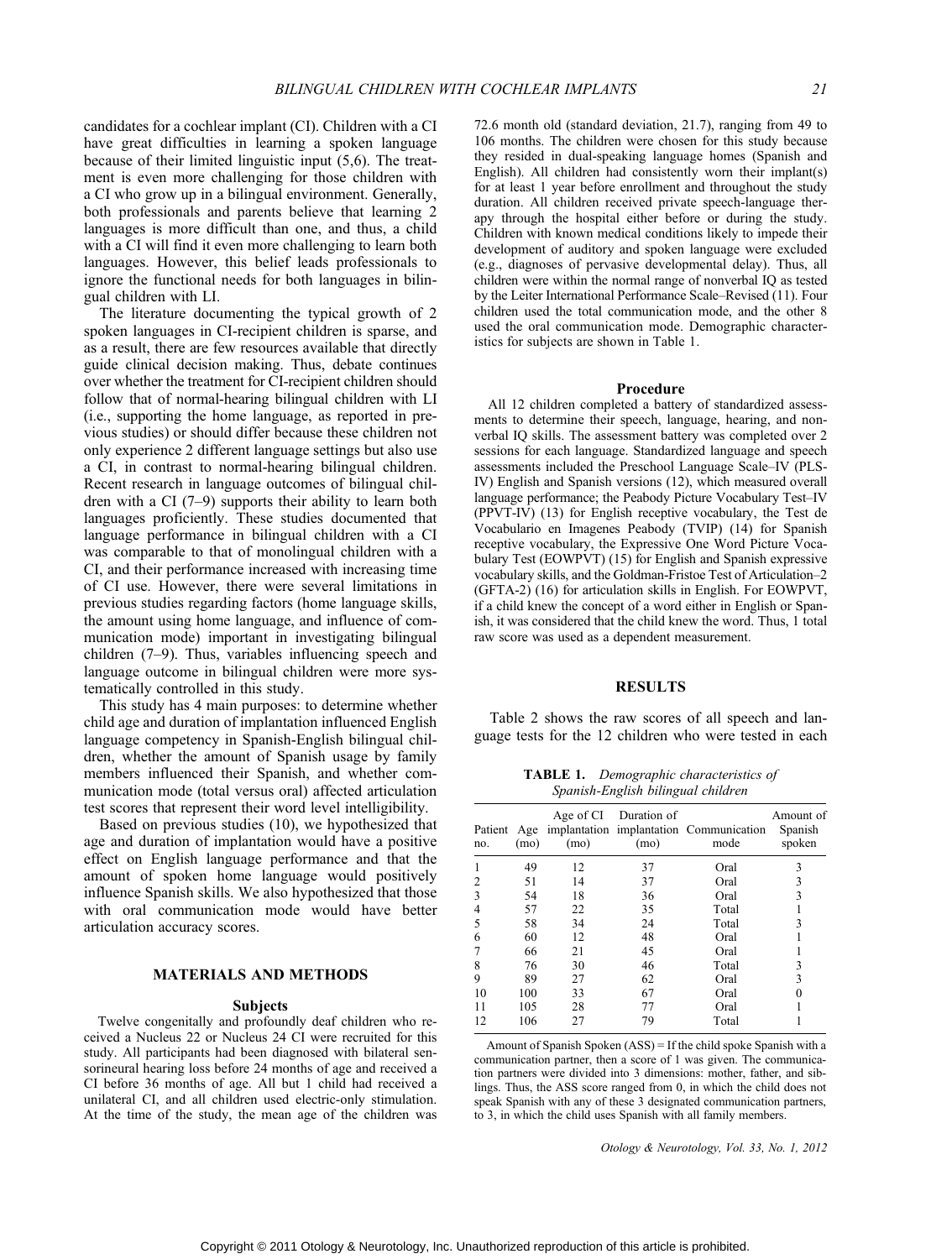candidates for a cochlear implant (CI). Children with a CI have great difficulties in learning a spoken language because of their limited linguistic input (5,6). The treatment is even more challenging for those children with a CI who grow up in a bilingual environment. Generally, both professionals and parents believe that learning 2 languages is more difficult than one, and thus, a child with a CI will find it even more challenging to learn both languages. However, this belief leads professionals to ignore the functional needs for both languages in bilingual children with LI.

The literature documenting the typical growth of 2 spoken languages in CI-recipient children is sparse, and as a result, there are few resources available that directly guide clinical decision making. Thus, debate continues over whether the treatment for CI-recipient children should follow that of normal-hearing bilingual children with LI (i.e., supporting the home language, as reported in previous studies) or should differ because these children not only experience 2 different language settings but also use a CI, in contrast to normal-hearing bilingual children. Recent research in language outcomes of bilingual children with a CI (7–9) supports their ability to learn both languages proficiently. These studies documented that language performance in bilingual children with a CI was comparable to that of monolingual children with a CI, and their performance increased with increasing time of CI use. However, there were several limitations in previous studies regarding factors (home language skills, the amount using home language, and influence of communication mode) important in investigating bilingual children (7–9). Thus, variables influencing speech and language outcome in bilingual children were more systematically controlled in this study.

This study has 4 main purposes: to determine whether child age and duration of implantation influenced English language competency in Spanish-English bilingual children, whether the amount of Spanish usage by family members influenced their Spanish, and whether communication mode (total versus oral) affected articulation test scores that represent their word level intelligibility.

Based on previous studies (10), we hypothesized that age and duration of implantation would have a positive effect on English language performance and that the amount of spoken home language would positively influence Spanish skills. We also hypothesized that those with oral communication mode would have better articulation accuracy scores.

## MATERIALS AND METHODS

### Subjects

Twelve congenitally and profoundly deaf children who received a Nucleus 22 or Nucleus 24 CI were recruited for this study. All participants had been diagnosed with bilateral sensorineural hearing loss before 24 months of age and received a CI before 36 months of age. All but 1 child had received a unilateral CI, and all children used electric-only stimulation. At the time of the study, the mean age of the children was 72.6 month old (standard deviation, 21.7), ranging from 49 to 106 months. The children were chosen for this study because they resided in dual-speaking language homes (Spanish and English). All children had consistently worn their implant(s) for at least 1 year before enrollment and throughout the study duration. All children received private speech-language therapy through the hospital either before or during the study. Children with known medical conditions likely to impede their development of auditory and spoken language were excluded (e.g., diagnoses of pervasive developmental delay). Thus, all children were within the normal range of nonverbal IQ as tested by the Leiter International Performance Scale–Revised (11). Four children used the total communication mode, and the other 8 used the oral communication mode. Demographic characteristics for subjects are shown in Table 1.

### Procedure

All 12 children completed a battery of standardized assessments to determine their speech, language, hearing, and nonverbal IQ skills. The assessment battery was completed over 2 sessions for each language. Standardized language and speech assessments included the Preschool Language Scale–IV (PLS-IV) English and Spanish versions (12), which measured overall language performance; the Peabody Picture Vocabulary Test–IV (PPVT-IV) (13) for English receptive vocabulary, the Test de Vocabulario en Imagenes Peabody (TVIP) (14) for Spanish receptive vocabulary, the Expressive One Word Picture Vocabulary Test (EOWPVT) (15) for English and Spanish expressive vocabulary skills, and the Goldman-Fristoe Test of Articulation–2 (GFTA-2) (16) for articulation skills in English. For EOWPVT, if a child knew the concept of a word either in English or Spanish, it was considered that the child knew the word. Thus, 1 total raw score was used as a dependent measurement.

## RESULTS

Table 2 shows the raw scores of all speech and language tests for the 12 children who were tested in each

**TABLE 1.** *Demographic characteristics of Spanish-English bilingual children*

| Patient no. | Age (mo) | Age of CI implantation (mo) | Duration of implantation (mo) | Communication mode | Amount of Spanish spoken |
|---|---|---|---|---|---|
| 1 | 49 | 12 | 37 | Oral | 3 |
| 2 | 51 | 14 | 37 | Oral | 3 |
| 3 | 54 | 18 | 36 | Oral | 3 |
| 4 | 57 | 22 | 35 | Total | 1 |
| 5 | 58 | 34 | 24 | Total | 3 |
| 6 | 60 | 12 | 48 | Oral | 1 |
| 7 | 66 | 21 | 45 | Oral | 1 |
| 8 | 76 | 30 | 46 | Total | 3 |
| 9 | 89 | 27 | 62 | Oral | 3 |
| 10 | 100 | 33 | 67 | Oral | 0 |
| 11 | 105 | 28 | 77 | Oral | 1 |
| 12 | 106 | 27 | 79 | Total | 1 |

Amount of Spanish Spoken (ASS) = If the child spoke Spanish with a communication partner, then a score of 1 was given. The communication partners were divided into 3 dimensions: mother, father, and siblings. Thus, the ASS score ranged from 0, in which the child does not speak Spanish with any of these 3 designated communication partners, to 3, in which the child uses Spanish with all family members.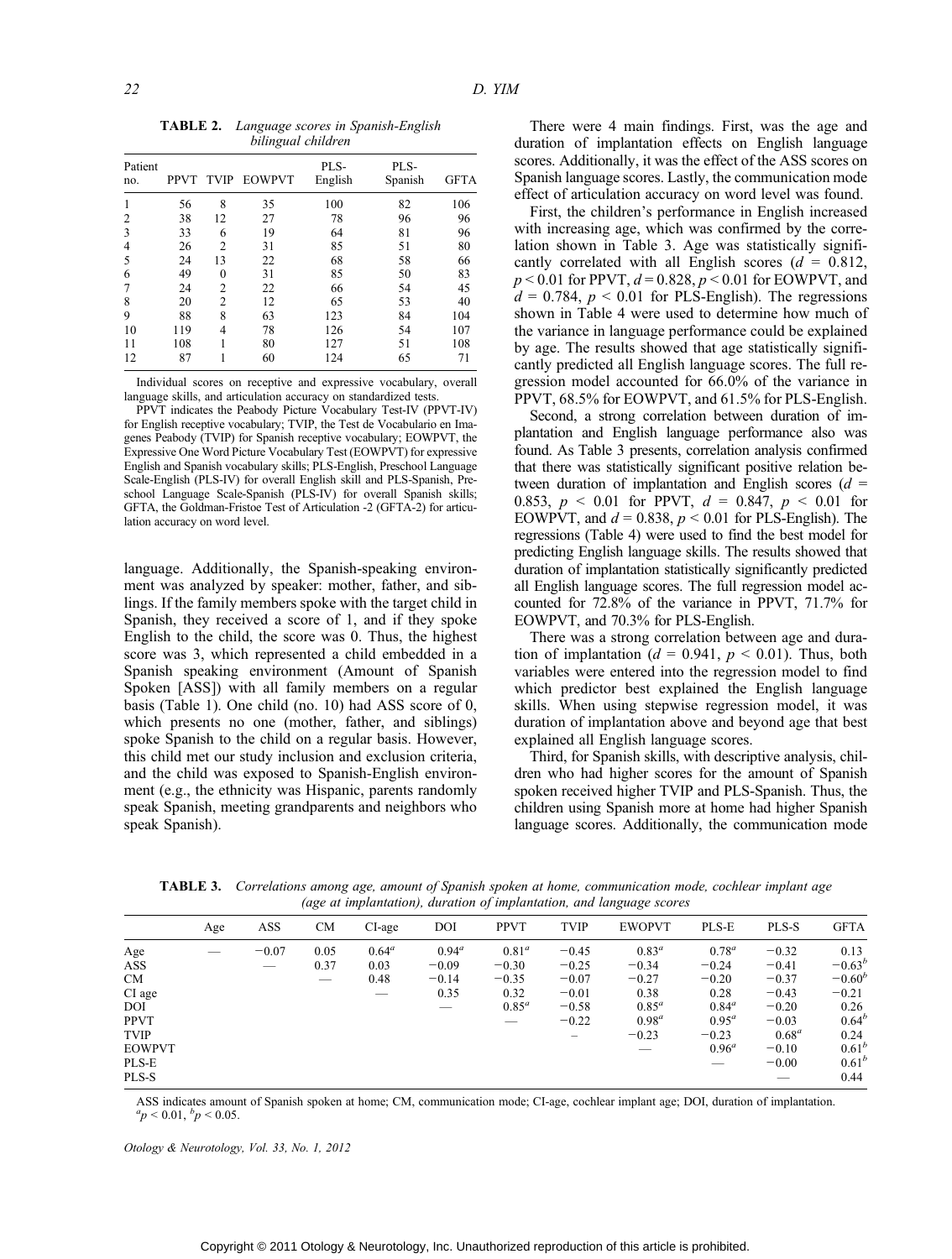**TABLE 2.** *Language scores in Spanish-English bilingual children*

| Patient no. | PPVT | TVIP | EOWPVT | PLS-English | PLS-Spanish | GFTA |
|---|---|---|---|---|---|---|
| 1 | 56 | 8 | 35 | 100 | 82 | 106 |
| 2 | 38 | 12 | 27 | 78 | 96 | 96 |
| 3 | 33 | 6 | 19 | 64 | 81 | 96 |
| 4 | 26 | 2 | 31 | 85 | 51 | 80 |
| 5 | 24 | 13 | 22 | 68 | 58 | 66 |
| 6 | 49 | 0 | 31 | 85 | 50 | 83 |
| 7 | 24 | 2 | 22 | 66 | 54 | 45 |
| 8 | 20 | 2 | 12 | 65 | 53 | 40 |
| 9 | 88 | 8 | 63 | 123 | 84 | 104 |
| 10 | 119 | 4 | 78 | 126 | 54 | 107 |
| 11 | 108 | 1 | 80 | 127 | 51 | 108 |
| 12 | 87 | 1 | 60 | 124 | 65 | 71 |

Individual scores on receptive and expressive vocabulary, overall language skills, and articulation accuracy on standardized tests.

PPVT indicates the Peabody Picture Vocabulary Test-IV (PPVT-IV) for English receptive vocabulary; TVIP, the Test de Vocabulario en Imagenes Peabody (TVIP) for Spanish receptive vocabulary; EOWPVT, the Expressive One Word Picture Vocabulary Test (EOWPVT) for expressive English and Spanish vocabulary skills; PLS-English, Preschool Language Scale-English (PLS-IV) for overall English skill and PLS-Spanish, Preschool Language Scale-Spanish (PLS-IV) for overall Spanish skills; GFTA, the Goldman-Fristoe Test of Articulation -2 (GFTA-2) for articulation accuracy on word level.

language. Additionally, the Spanish-speaking environment was analyzed by speaker: mother, father, and siblings. If the family members spoke with the target child in Spanish, they received a score of 1, and if they spoke English to the child, the score was 0. Thus, the highest score was 3, which represented a child embedded in a Spanish speaking environment (Amount of Spanish Spoken [ASS]) with all family members on a regular basis (Table 1). One child (no. 10) had ASS score of 0, which presents no one (mother, father, and siblings) spoke Spanish to the child on a regular basis. However, this child met our study inclusion and exclusion criteria, and the child was exposed to Spanish-English environment (e.g., the ethnicity was Hispanic, parents randomly speak Spanish, meeting grandparents and neighbors who speak Spanish).

There were 4 main findings. First, was the age and duration of implantation effects on English language scores. Additionally, it was the effect of the ASS scores on Spanish language scores. Lastly, the communication mode effect of articulation accuracy on word level was found.

First, the children's performance in English increased with increasing age, which was confirmed by the correlation shown in Table 3. Age was statistically significantly correlated with all English scores ($d$ = 0.812, $p < 0.01$ for PPVT, $d = 0.828$, $p < 0.01$ for EOWPVT, and $d$ = 0.784, $p < 0.01$ for PLS-English). The regressions shown in Table 4 were used to determine how much of the variance in language performance could be explained by age. The results showed that age statistically significantly predicted all English language scores. The full regression model accounted for 66.0% of the variance in PPVT, 68.5% for EOWPVT, and 61.5% for PLS-English.

Second, a strong correlation between duration of implantation and English language performance also was found. As Table 3 presents, correlation analysis confirmed that there was statistically significant positive relation between duration of implantation and English scores ($d$ = 0.853, $p < 0.01$ for PPVT, $d$ = 0.847, $p < 0.01$ for EOWPVT, and $d = 0.838$, $p < 0.01$ for PLS-English). The regressions (Table 4) were used to find the best model for predicting English language skills. The results showed that duration of implantation statistically significantly predicted all English language scores. The full regression model accounted for 72.8% of the variance in PPVT, 71.7% for EOWPVT, and 70.3% for PLS-English.

There was a strong correlation between age and duration of implantation ($d$ = 0.941, $p < 0.01$). Thus, both variables were entered into the regression model to find which predictor best explained the English language skills. When using stepwise regression model, it was duration of implantation above and beyond age that best explained all English language scores.

Third, for Spanish skills, with descriptive analysis, children who had higher scores for the amount of Spanish spoken received higher TVIP and PLS-Spanish. Thus, the children using Spanish more at home had higher Spanish language scores. Additionally, the communication mode

**TABLE 3.** *Correlations among age, amount of Spanish spoken at home, communication mode, cochlear implant age (age at implantation), duration of implantation, and language scores*

| | Age | ASS | CM | CI-age | DOI | PPVT | TVIP | EOWPVT | PLS-E | PLS-S | GFTA |
|---|---|---|---|---|---|---|---|---|---|---|---|
| Age | — | −0.07 | 0.05 | 0.64[a] | 0.94[a] | 0.81[a] | −0.45 | 0.83[a] | 0.78[a] | −0.32 | 0.13 |
| ASS | | — | 0.37 | 0.03 | −0.09 | −0.30 | −0.25 | −0.34 | −0.24 | −0.41 | −0.63[b] |
| CM | | | — | 0.48 | −0.14 | −0.35 | −0.07 | −0.27 | −0.20 | −0.37 | −0.60[b] |
| CI age | | | | — | 0.35 | 0.32 | −0.01 | 0.38 | 0.28 | −0.43 | −0.21 |
| DOI | | | | | — | 0.85[a] | −0.58 | 0.85[a] | 0.84[a] | −0.20 | 0.26 |
| PPVT | | | | | | — | −0.22 | 0.98[a] | 0.95[a] | −0.03 | 0.64[b] |
| TVIP | | | | | | | – | −0.23 | −0.23 | 0.68[a] | 0.24 |
| EOWPVT | | | | | | | | — | 0.96[a] | −0.10 | 0.61[b] |
| PLS-E | | | | | | | | | — | −0.00 | 0.61[b] |
| PLS-S | | | | | | | | | | — | 0.44 |

ASS indicates amount of Spanish spoken at home; CM, communication mode; CI-age, cochlear implant age; DOI, duration of implantation.
[a]$p < 0.01$, [b]$p < 0.05$.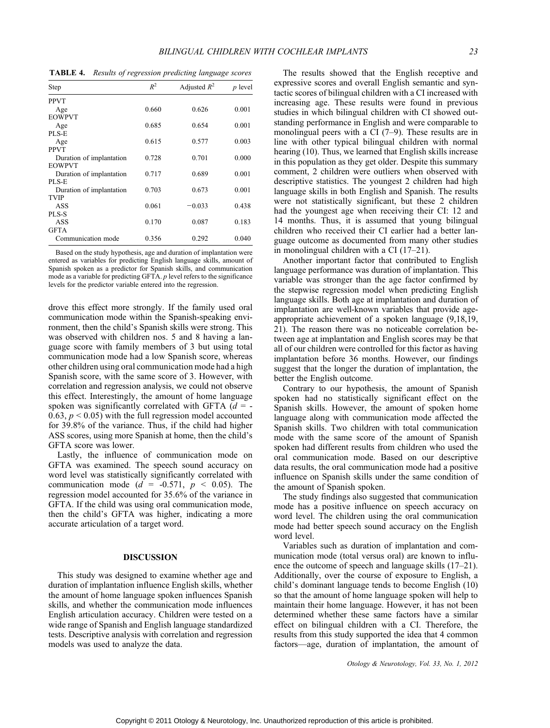**TABLE 4.** *Results of regression predicting language scores*

| Step | $R^2$ | Adjusted $R^2$ | *p* level |
|---|---|---|---|
| PPVT | | | |
| Age | 0.660 | 0.626 | 0.001 |
| EOWPVT | | | |
| Age | 0.685 | 0.654 | 0.001 |
| PLS-E | | | |
| Age | 0.615 | 0.577 | 0.003 |
| PPVT | | | |
| Duration of implantation | 0.728 | 0.701 | 0.000 |
| EOWPVT | | | |
| Duration of implantation | 0.717 | 0.689 | 0.001 |
| PLS-E | | | |
| Duration of implantation | 0.703 | 0.673 | 0.001 |
| TVIP | | | |
| ASS | 0.061 | −0.033 | 0.438 |
| PLS-S | | | |
| ASS | 0.170 | 0.087 | 0.183 |
| GFTA | | | |
| Communication mode | 0.356 | 0.292 | 0.040 |

Based on the study hypothesis, age and duration of implantation were entered as variables for predicting English language skills, amount of Spanish spoken as a predictor for Spanish skills, and communication mode as a variable for predicting GFTA. *p* level refers to the significance levels for the predictor variable entered into the regression.

drove this effect more strongly. If the family used oral communication mode within the Spanish-speaking environment, then the child's Spanish skills were strong. This was observed with children nos. 5 and 8 having a language score with family members of 3 but using total communication mode had a low Spanish score, whereas other children using oral communication mode had a high Spanish score, with the same score of 3. However, with correlation and regression analysis, we could not observe this effect. Interestingly, the amount of home language spoken was significantly correlated with GFTA ($d$ = -0.63, $p < 0.05$) with the full regression model accounted for 39.8% of the variance. Thus, if the child had higher ASS scores, using more Spanish at home, then the child's GFTA score was lower.

Lastly, the influence of communication mode on GFTA was examined. The speech sound accuracy on word level was statistically significantly correlated with communication mode ($d$ = -0.571, $p < 0.05$). The regression model accounted for 35.6% of the variance in GFTA. If the child was using oral communication mode, then the child's GFTA was higher, indicating a more accurate articulation of a target word.

## DISCUSSION

This study was designed to examine whether age and duration of implantation influence English skills, whether the amount of home language spoken influences Spanish skills, and whether the communication mode influences English articulation accuracy. Children were tested on a wide range of Spanish and English language standardized tests. Descriptive analysis with correlation and regression models was used to analyze the data.

The results showed that the English receptive and expressive scores and overall English semantic and syntactic scores of bilingual children with a CI increased with increasing age. These results were found in previous studies in which bilingual children with CI showed outstanding performance in English and were comparable to monolingual peers with a CI (7–9). These results are in line with other typical bilingual children with normal hearing (10). Thus, we learned that English skills increase in this population as they get older. Despite this summary comment, 2 children were outliers when observed with descriptive statistics. The youngest 2 children had high language skills in both English and Spanish. The results were not statistically significant, but these 2 children had the youngest age when receiving their CI: 12 and 14 months. Thus, it is assumed that young bilingual children who received their CI earlier had a better language outcome as documented from many other studies in monolingual children with a CI (17–21).

Another important factor that contributed to English language performance was duration of implantation. This variable was stronger than the age factor confirmed by the stepwise regression model when predicting English language skills. Both age at implantation and duration of implantation are well-known variables that provide age-appropriate achievement of a spoken language (9,18,19, 21). The reason there was no noticeable correlation between age at implantation and English scores may be that all of our children were controlled for this factor as having implantation before 36 months. However, our findings suggest that the longer the duration of implantation, the better the English outcome.

Contrary to our hypothesis, the amount of Spanish spoken had no statistically significant effect on the Spanish skills. However, the amount of spoken home language along with communication mode affected the Spanish skills. Two children with total communication mode with the same score of the amount of Spanish spoken had different results from children who used the oral communication mode. Based on our descriptive data results, the oral communication mode had a positive influence on Spanish skills under the same condition of the amount of Spanish spoken.

The study findings also suggested that communication mode has a positive influence on speech accuracy on word level. The children using the oral communication mode had better speech sound accuracy on the English word level.

Variables such as duration of implantation and communication mode (total versus oral) are known to influence the outcome of speech and language skills (17–21). Additionally, over the course of exposure to English, a child's dominant language tends to become English (10) so that the amount of home language spoken will help to maintain their home language. However, it has not been determined whether these same factors have a similar effect on bilingual children with a CI. Therefore, the results from this study supported the idea that 4 common factors—age, duration of implantation, the amount of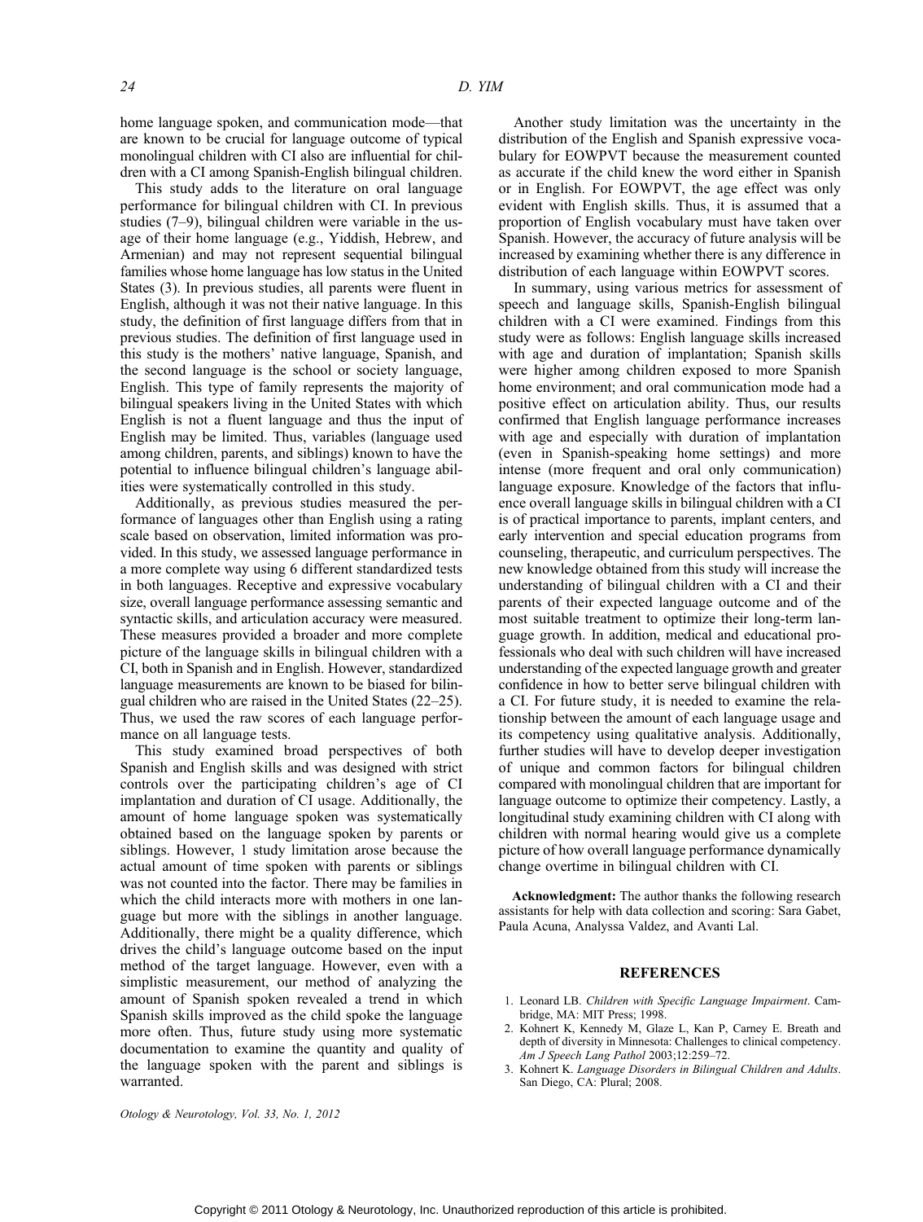home language spoken, and communication mode—that are known to be crucial for language outcome of typical monolingual children with CI also are influential for children with a CI among Spanish-English bilingual children.

This study adds to the literature on oral language performance for bilingual children with CI. In previous studies (7–9), bilingual children were variable in the usage of their home language (e.g., Yiddish, Hebrew, and Armenian) and may not represent sequential bilingual families whose home language has low status in the United States (3). In previous studies, all parents were fluent in English, although it was not their native language. In this study, the definition of first language differs from that in previous studies. The definition of first language used in this study is the mothers' native language, Spanish, and the second language is the school or society language, English. This type of family represents the majority of bilingual speakers living in the United States with which English is not a fluent language and thus the input of English may be limited. Thus, variables (language used among children, parents, and siblings) known to have the potential to influence bilingual children's language abilities were systematically controlled in this study.

Additionally, as previous studies measured the performance of languages other than English using a rating scale based on observation, limited information was provided. In this study, we assessed language performance in a more complete way using 6 different standardized tests in both languages. Receptive and expressive vocabulary size, overall language performance assessing semantic and syntactic skills, and articulation accuracy were measured. These measures provided a broader and more complete picture of the language skills in bilingual children with a CI, both in Spanish and in English. However, standardized language measurements are known to be biased for bilingual children who are raised in the United States (22–25). Thus, we used the raw scores of each language performance on all language tests.

This study examined broad perspectives of both Spanish and English skills and was designed with strict controls over the participating children's age of CI implantation and duration of CI usage. Additionally, the amount of home language spoken was systematically obtained based on the language spoken by parents or siblings. However, 1 study limitation arose because the actual amount of time spoken with parents or siblings was not counted into the factor. There may be families in which the child interacts more with mothers in one language but more with the siblings in another language. Additionally, there might be a quality difference, which drives the child's language outcome based on the input method of the target language. However, even with a simplistic measurement, our method of analyzing the amount of Spanish spoken revealed a trend in which Spanish skills improved as the child spoke the language more often. Thus, future study using more systematic documentation to examine the quantity and quality of the language spoken with the parent and siblings is warranted.

Another study limitation was the uncertainty in the distribution of the English and Spanish expressive vocabulary for EOWPVT because the measurement counted as accurate if the child knew the word either in Spanish or in English. For EOWPVT, the age effect was only evident with English skills. Thus, it is assumed that a proportion of English vocabulary must have taken over Spanish. However, the accuracy of future analysis will be increased by examining whether there is any difference in distribution of each language within EOWPVT scores.

In summary, using various metrics for assessment of speech and language skills, Spanish-English bilingual children with a CI were examined. Findings from this study were as follows: English language skills increased with age and duration of implantation; Spanish skills were higher among children exposed to more Spanish home environment; and oral communication mode had a positive effect on articulation ability. Thus, our results confirmed that English language performance increases with age and especially with duration of implantation (even in Spanish-speaking home settings) and more intense (more frequent and oral only communication) language exposure. Knowledge of the factors that influence overall language skills in bilingual children with a CI is of practical importance to parents, implant centers, and early intervention and special education programs from counseling, therapeutic, and curriculum perspectives. The new knowledge obtained from this study will increase the understanding of bilingual children with a CI and their parents of their expected language outcome and of the most suitable treatment to optimize their long-term language growth. In addition, medical and educational professionals who deal with such children will have increased understanding of the expected language growth and greater confidence in how to better serve bilingual children with a CI. For future study, it is needed to examine the relationship between the amount of each language usage and its competency using qualitative analysis. Additionally, further studies will have to develop deeper investigation of unique and common factors for bilingual children compared with monolingual children that are important for language outcome to optimize their competency. Lastly, a longitudinal study examining children with CI along with children with normal hearing would give us a complete picture of how overall language performance dynamically change overtime in bilingual children with CI.

**Acknowledgment:** The author thanks the following research assistants for help with data collection and scoring: Sara Gabet, Paula Acuna, Analyssa Valdez, and Avanti Lal.

## REFERENCES

1. Leonard LB. *Children with Specific Language Impairment*. Cambridge, MA: MIT Press; 1998.
2. Kohnert K, Kennedy M, Glaze L, Kan P, Carney E. Breath and depth of diversity in Minnesota: Challenges to clinical competency. *Am J Speech Lang Pathol* 2003;12:259–72.
3. Kohnert K. *Language Disorders in Bilingual Children and Adults*. San Diego, CA: Plural; 2008.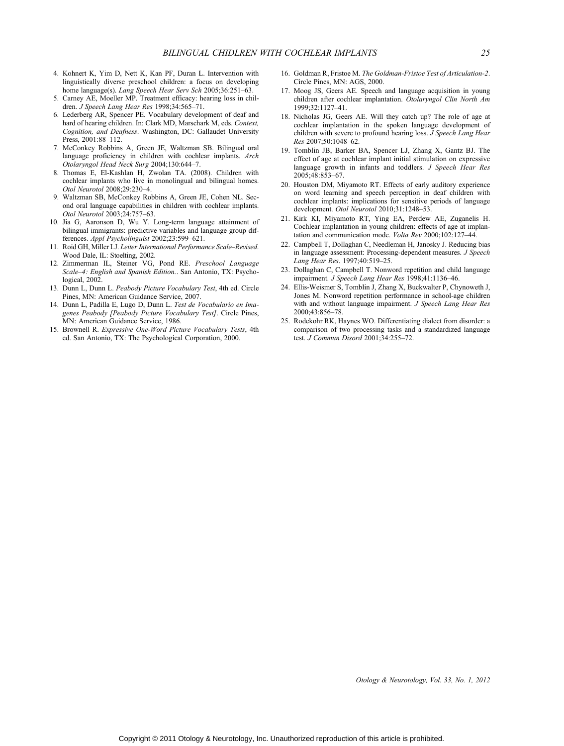4. Kohnert K, Yim D, Nett K, Kan PF, Duran L. Intervention with linguistically diverse preschool children: a focus on developing home language(s). *Lang Speech Hear Serv Sch* 2005;36:251–63.
5. Carney AE, Moeller MP. Treatment efficacy: hearing loss in children. *J Speech Lang Hear Res* 1998;34:565–71.
6. Lederberg AR, Spencer PE. Vocabulary development of deaf and hard of hearing children. In: Clark MD, Marschark M, eds. *Context, Cognition, and Deafness*. Washington, DC: Gallaudet University Press, 2001:88–112.
7. McConkey Robbins A, Green JE, Waltzman SB. Bilingual oral language proficiency in children with cochlear implants. *Arch Otolaryngol Head Neck Surg* 2004;130:644–7.
8. Thomas E, El-Kashlan H, Zwolan TA. (2008). Children with cochlear implants who live in monolingual and bilingual homes. *Otol Neurotol* 2008;29:230–4.
9. Waltzman SB, McConkey Robbins A, Green JE, Cohen NL. Second oral language capabilities in children with cochlear implants. *Otol Neurotol* 2003;24:757–63.
10. Jia G, Aaronson D, Wu Y. Long-term language attainment of bilingual immigrants: predictive variables and language group differences. *Appl Psycholinguist* 2002;23:599–621.
11. Roid GH, Miller LJ. *Leiter International Performance Scale–Revised.* Wood Dale, IL: Stoelting, 2002.
12. Zimmerman IL, Steiner VG, Pond RE. *Preschool Language Scale–4: English and Spanish Edition.*. San Antonio, TX: Psychological, 2002.
13. Dunn L, Dunn L. *Peabody Picture Vocabulary Test*, 4th ed. Circle Pines, MN: American Guidance Service, 2007.
14. Dunn L, Padilla E, Lugo D, Dunn L. *Test de Vocabulario en Imagenes Peabody [Peabody Picture Vocabulary Test]*. Circle Pines, MN: American Guidance Service, 1986.
15. Brownell R. *Expressive One-Word Picture Vocabulary Tests*, 4th ed. San Antonio, TX: The Psychological Corporation, 2000.
16. Goldman R, Fristoe M. *The Goldman-Fristoe Test of Articulation-2*. Circle Pines, MN: AGS, 2000.
17. Moog JS, Geers AE. Speech and language acquisition in young children after cochlear implantation. *Otolaryngol Clin North Am* 1999;32:1127–41.
18. Nicholas JG, Geers AE. Will they catch up? The role of age at cochlear implantation in the spoken language development of children with severe to profound hearing loss. *J Speech Lang Hear Res* 2007;50:1048–62.
19. Tomblin JB, Barker BA, Spencer LJ, Zhang X, Gantz BJ. The effect of age at cochlear implant initial stimulation on expressive language growth in infants and toddlers. *J Speech Hear Res* 2005;48:853–67.
20. Houston DM, Miyamoto RT. Effects of early auditory experience on word learning and speech perception in deaf children with cochlear implants: implications for sensitive periods of language development. *Otol Neurotol* 2010;31:1248–53.
21. Kirk KI, Miyamoto RT, Ying EA, Perdew AE, Zuganelis H. Cochlear implantation in young children: effects of age at implantation and communication mode. *Volta Rev* 2000;102:127–44.
22. Campbell T, Dollaghan C, Needleman H, Janosky J. Reducing bias in language assessment: Processing-dependent measures. *J Speech Lang Hear Res*. 1997;40:519–25.
23. Dollaghan C, Campbell T. Nonword repetition and child language impairment. *J Speech Lang Hear Res* 1998;41:1136–46.
24. Ellis-Weismer S, Tomblin J, Zhang X, Buckwalter P, Chynoweth J, Jones M. Nonword repetition performance in school-age children with and without language impairment. *J Speech Lang Hear Res* 2000;43:856–78.
25. Rodekohr RK, Haynes WO. Differentiating dialect from disorder: a comparison of two processing tasks and a standardized language test. *J Commun Disord* 2001;34:255–72.

Copyright © 2011 Otology & Neurotology, Inc. Unauthorized reproduction of this article is prohibited.